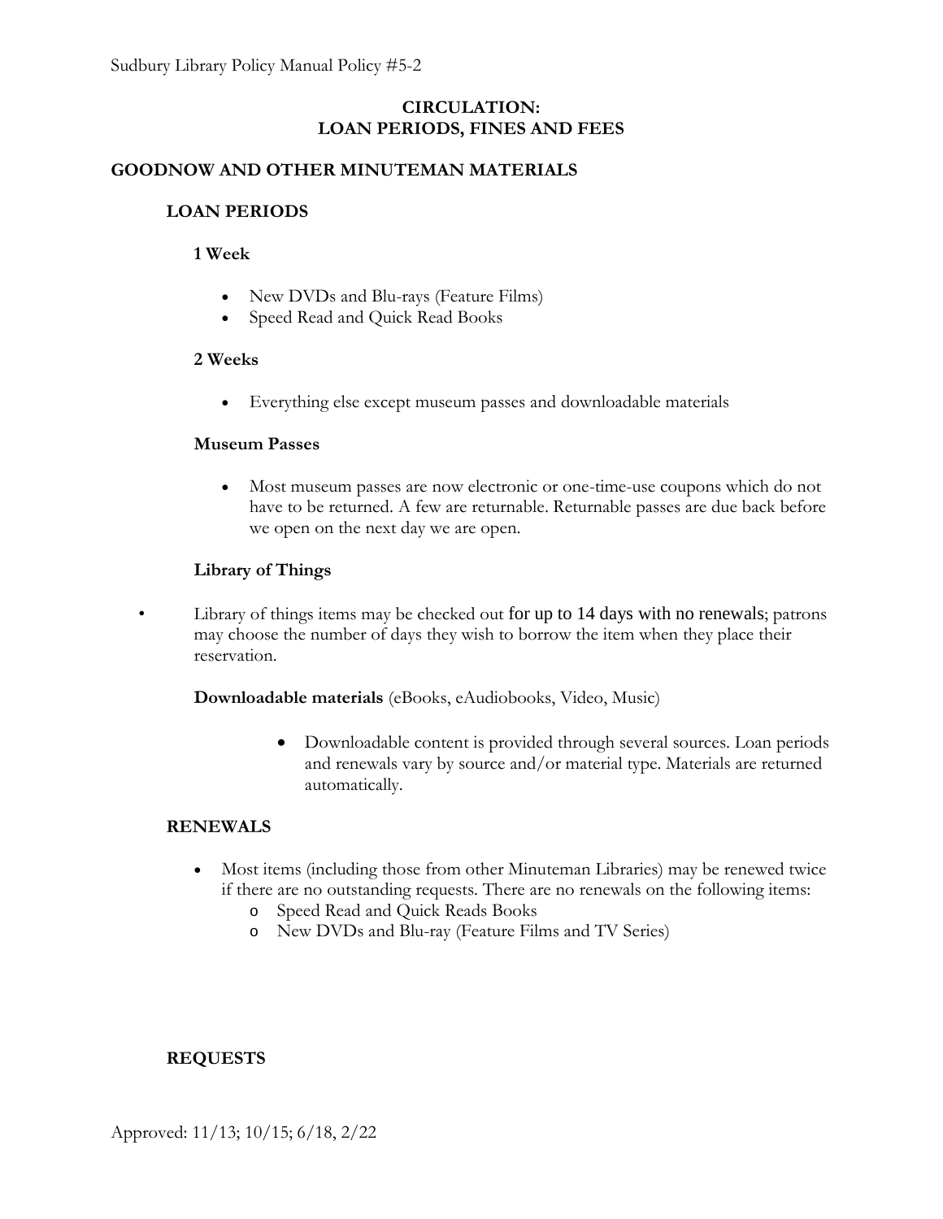# CIRCULATION: LOAN PERIODS, FINES AND FEES

## GOODNOW AND OTHER MINUTEMAN MATERIALS

### LOAN PERIODS

**1 Week**

- New DVDs and Blu-rays (Feature Films)
- Speed Read and Quick Read Books

**2 Weeks**

- Everything else except museum passes and downloadable materials

**Museum Passes**

- Most museum passes are now electronic or one-time-use coupons which do not have to be returned. A few are returnable. Returnable passes are due back before we open on the next day we are open.

**Library of Things**

- Library of things items may be checked out for up to 14 days with no renewals; patrons may choose the number of days they wish to borrow the item when they place their reservation.

**Downloadable materials** (eBooks, eAudiobooks, Video, Music)

- Downloadable content is provided through several sources. Loan periods and renewals vary by source and/or material type. Materials are returned automatically.

### RENEWALS

- Most items (including those from other Minuteman Libraries) may be renewed twice if there are no outstanding requests. There are no renewals on the following items:
  - Speed Read and Quick Reads Books
  - New DVDs and Blu-ray (Feature Films and TV Series)

### REQUESTS

Approved: 11/13; 10/15; 6/18, 2/22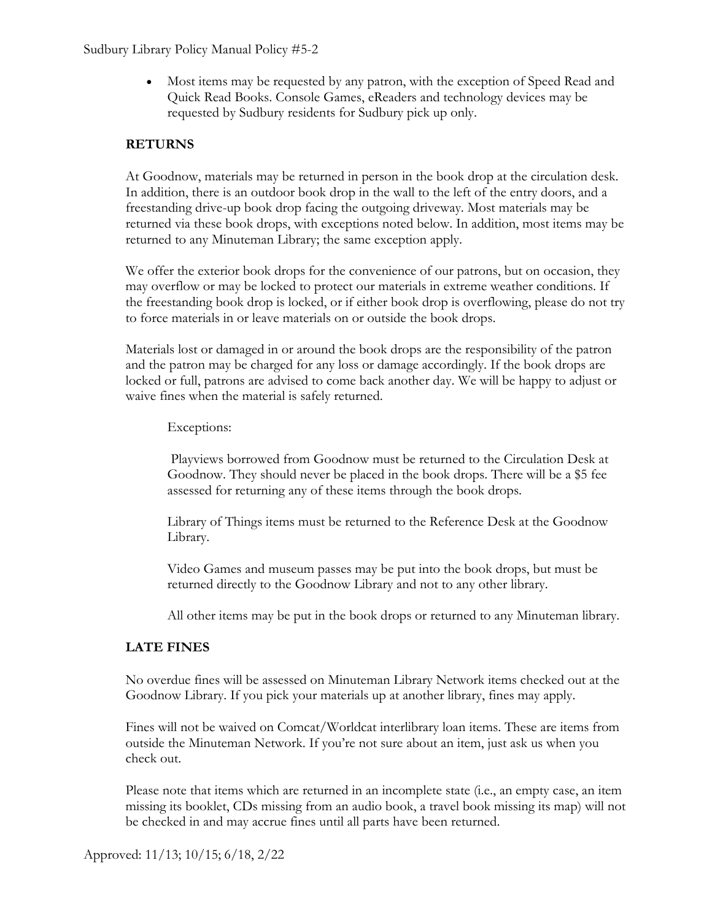- Most items may be requested by any patron, with the exception of Speed Read and Quick Read Books. Console Games, eReaders and technology devices may be requested by Sudbury residents for Sudbury pick up only.

## RETURNS

At Goodnow, materials may be returned in person in the book drop at the circulation desk. In addition, there is an outdoor book drop in the wall to the left of the entry doors, and a freestanding drive-up book drop facing the outgoing driveway. Most materials may be returned via these book drops, with exceptions noted below. In addition, most items may be returned to any Minuteman Library; the same exception apply.

We offer the exterior book drops for the convenience of our patrons, but on occasion, they may overflow or may be locked to protect our materials in extreme weather conditions. If the freestanding book drop is locked, or if either book drop is overflowing, please do not try to force materials in or leave materials on or outside the book drops.

Materials lost or damaged in or around the book drops are the responsibility of the patron and the patron may be charged for any loss or damage accordingly. If the book drops are locked or full, patrons are advised to come back another day. We will be happy to adjust or waive fines when the material is safely returned.

Exceptions:

Playviews borrowed from Goodnow must be returned to the Circulation Desk at Goodnow. They should never be placed in the book drops. There will be a $5 fee assessed for returning any of these items through the book drops.

Library of Things items must be returned to the Reference Desk at the Goodnow Library.

Video Games and museum passes may be put into the book drops, but must be returned directly to the Goodnow Library and not to any other library.

All other items may be put in the book drops or returned to any Minuteman library.

## LATE FINES

No overdue fines will be assessed on Minuteman Library Network items checked out at the Goodnow Library. If you pick your materials up at another library, fines may apply.

Fines will not be waived on Comcat/Worldcat interlibrary loan items. These are items from outside the Minuteman Network. If you're not sure about an item, just ask us when you check out.

Please note that items which are returned in an incomplete state (i.e., an empty case, an item missing its booklet, CDs missing from an audio book, a travel book missing its map) will not be checked in and may accrue fines until all parts have been returned.

Approved: 11/13; 10/15; 6/18, 2/22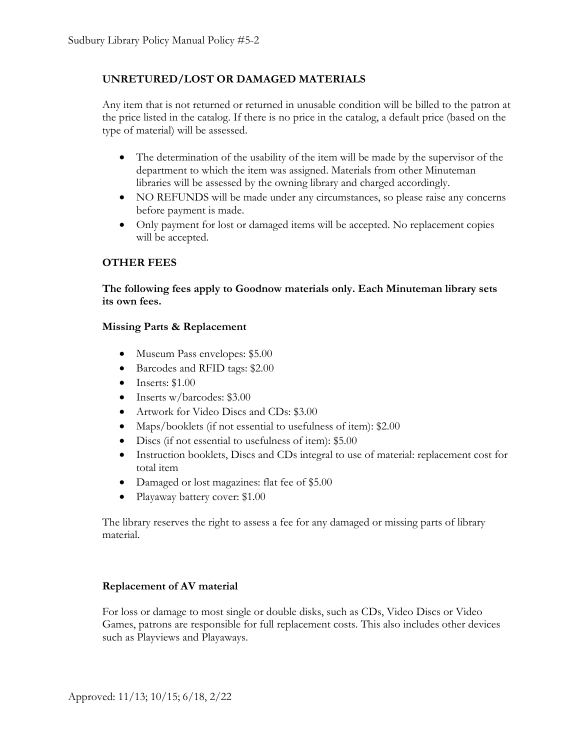## UNRETURED/LOST OR DAMAGED MATERIALS

Any item that is not returned or returned in unusable condition will be billed to the patron at the price listed in the catalog. If there is no price in the catalog, a default price (based on the type of material) will be assessed.

- The determination of the usability of the item will be made by the supervisor of the department to which the item was assigned. Materials from other Minuteman libraries will be assessed by the owning library and charged accordingly.
- NO REFUNDS will be made under any circumstances, so please raise any concerns before payment is made.
- Only payment for lost or damaged items will be accepted. No replacement copies will be accepted.

## OTHER FEES

**The following fees apply to Goodnow materials only. Each Minuteman library sets its own fees.**

### Missing Parts & Replacement

- Museum Pass envelopes: $5.00
- Barcodes and RFID tags: $2.00
- Inserts: $1.00
- Inserts w/barcodes: $3.00
- Artwork for Video Discs and CDs: $3.00
- Maps/booklets (if not essential to usefulness of item): $2.00
- Discs (if not essential to usefulness of item): $5.00
- Instruction booklets, Discs and CDs integral to use of material: replacement cost for total item
- Damaged or lost magazines: flat fee of $5.00
- Playaway battery cover: $1.00

The library reserves the right to assess a fee for any damaged or missing parts of library material.

### Replacement of AV material

For loss or damage to most single or double disks, such as CDs, Video Discs or Video Games, patrons are responsible for full replacement costs. This also includes other devices such as Playviews and Playaways.

Approved: 11/13; 10/15; 6/18, 2/22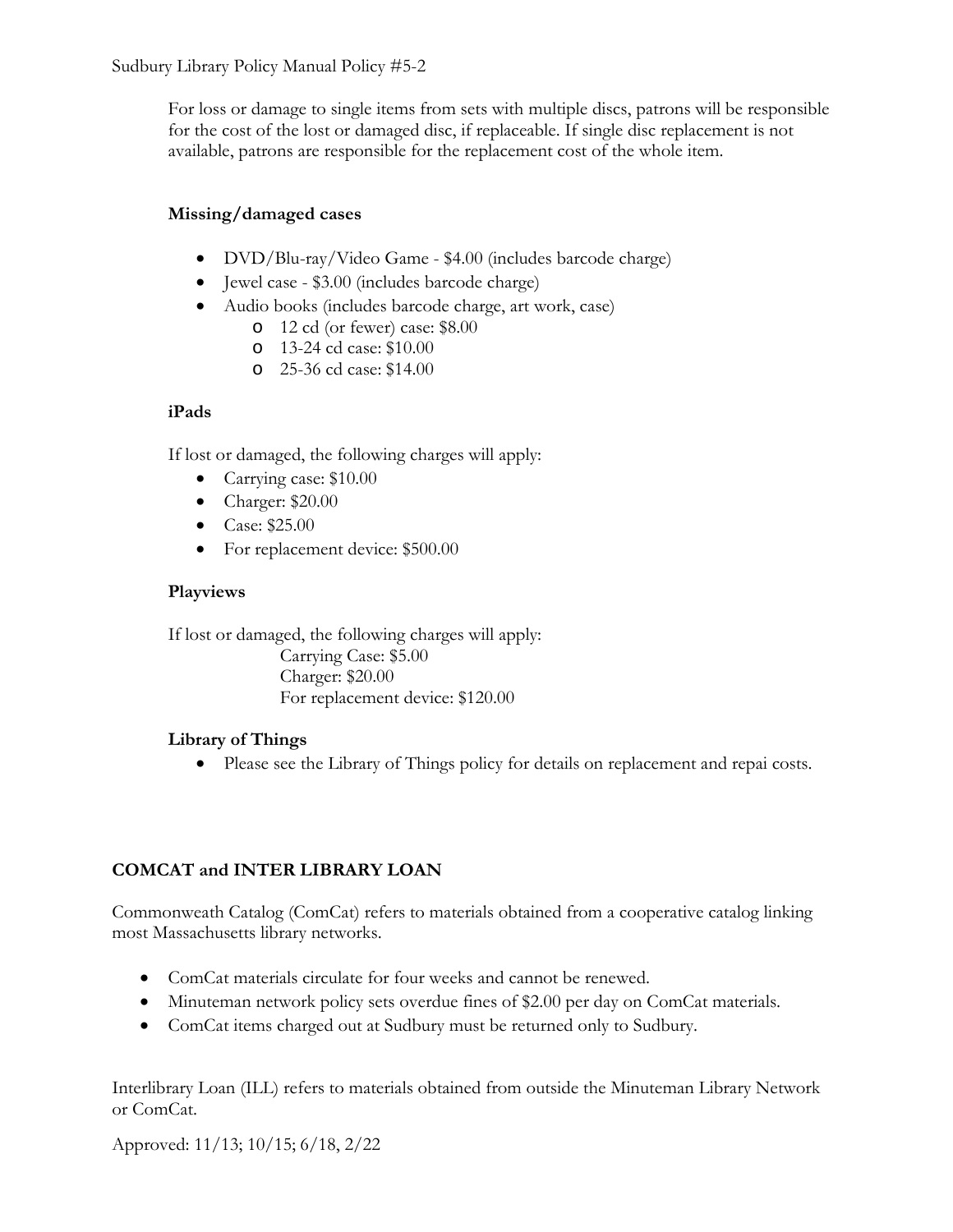For loss or damage to single items from sets with multiple discs, patrons will be responsible for the cost of the lost or damaged disc, if replaceable. If single disc replacement is not available, patrons are responsible for the replacement cost of the whole item.

**Missing/damaged cases**

- DVD/Blu-ray/Video Game - $4.00 (includes barcode charge)
- Jewel case - $3.00 (includes barcode charge)
- Audio books (includes barcode charge, art work, case)
  - 12 cd (or fewer) case: $8.00
  - 13-24 cd case: $10.00
  - 25-36 cd case: $14.00

**iPads**

If lost or damaged, the following charges will apply:

- Carrying case: $10.00
- Charger: $20.00
- Case: $25.00
- For replacement device: $500.00

**Playviews**

If lost or damaged, the following charges will apply:

Carrying Case: $5.00
Charger: $20.00
For replacement device: $120.00

**Library of Things**

- Please see the Library of Things policy for details on replacement and repai costs.

## COMCAT and INTER LIBRARY LOAN

Commonweath Catalog (ComCat) refers to materials obtained from a cooperative catalog linking most Massachusetts library networks.

- ComCat materials circulate for four weeks and cannot be renewed.
- Minuteman network policy sets overdue fines of $2.00 per day on ComCat materials.
- ComCat items charged out at Sudbury must be returned only to Sudbury.

Interlibrary Loan (ILL) refers to materials obtained from outside the Minuteman Library Network or ComCat.

Approved: 11/13; 10/15; 6/18, 2/22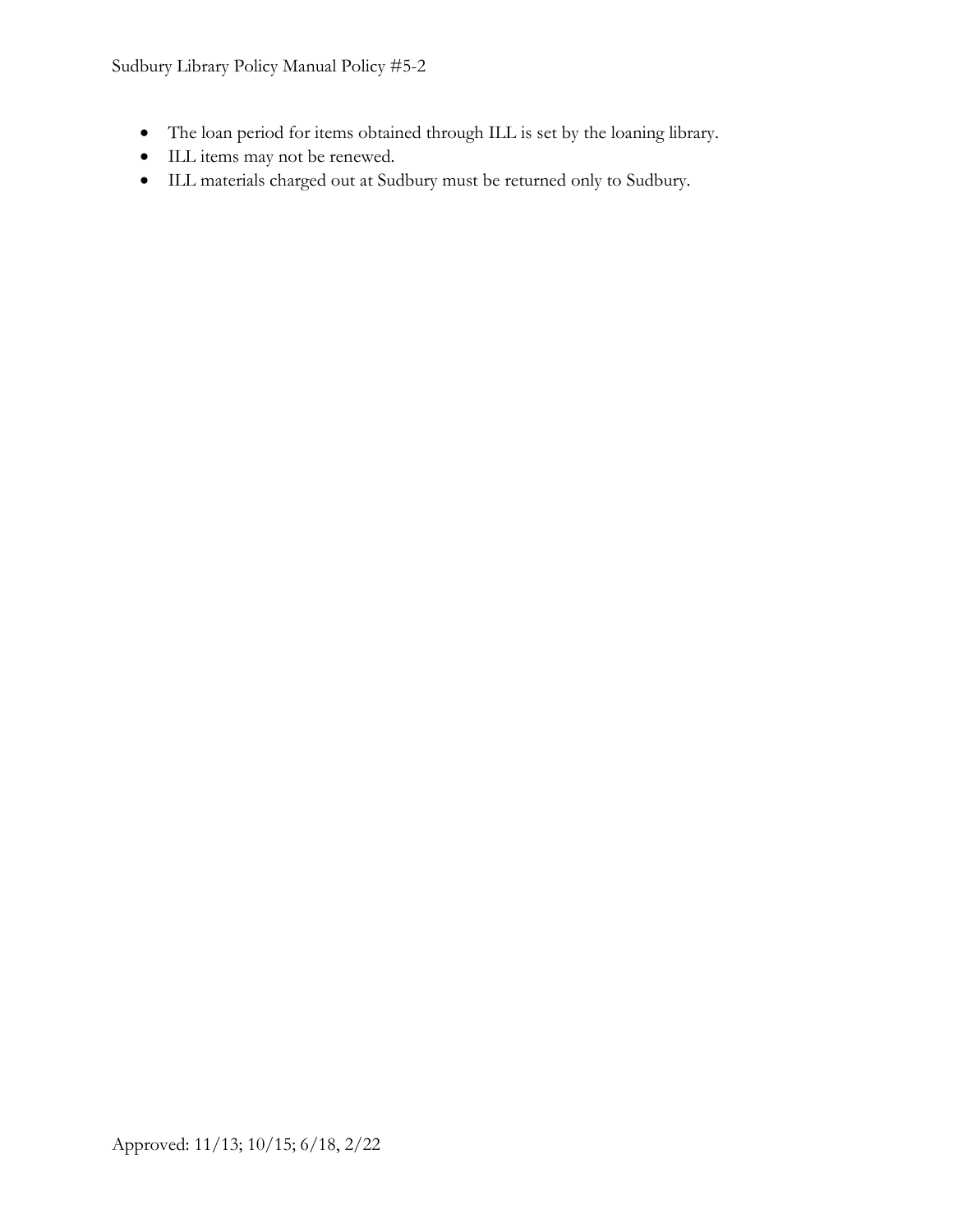- The loan period for items obtained through ILL is set by the loaning library.
- ILL items may not be renewed.
- ILL materials charged out at Sudbury must be returned only to Sudbury.

Approved: 11/13; 10/15; 6/18, 2/22